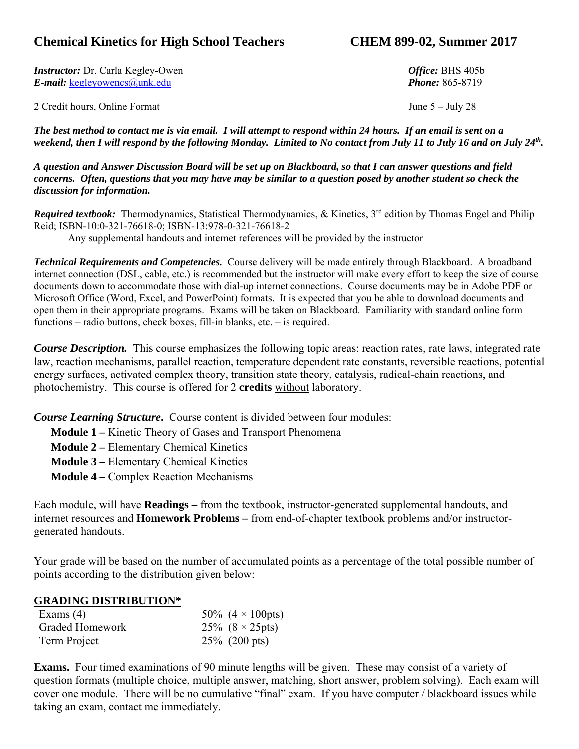# Chemical Kinetics for High School Teachers — CHEM 899-02, Summer 2017

***Instructor:*** Dr. Carla Kegley-Owen  
***E-mail:*** kegleyowencs@unk.edu  
***Office:*** BHS 405b  
***Phone:*** 865-8719

2 Credit hours, Online Format — June 5 – July 28

***The best method to contact me is via email. I will attempt to respond within 24 hours. If an email is sent on a weekend, then I will respond by the following Monday. Limited to No contact from July 11 to July 16 and on July 24th.***

***A question and Answer Discussion Board will be set up on Blackboard, so that I can answer questions and field concerns. Often, questions that you may have may be similar to a question posed by another student so check the discussion for information.***

***Required textbook:*** Thermodynamics, Statistical Thermodynamics, & Kinetics, 3rd edition by Thomas Engel and Philip Reid; ISBN-10:0-321-76618-0; ISBN-13:978-0-321-76618-2

Any supplemental handouts and internet references will be provided by the instructor

***Technical Requirements and Competencies.*** Course delivery will be made entirely through Blackboard. A broadband internet connection (DSL, cable, etc.) is recommended but the instructor will make every effort to keep the size of course documents down to accommodate those with dial-up internet connections. Course documents may be in Adobe PDF or Microsoft Office (Word, Excel, and PowerPoint) formats. It is expected that you be able to download documents and open them in their appropriate programs. Exams will be taken on Blackboard. Familiarity with standard online form functions – radio buttons, check boxes, fill-in blanks, etc. – is required.

***Course Description.*** This course emphasizes the following topic areas: reaction rates, rate laws, integrated rate law, reaction mechanisms, parallel reaction, temperature dependent rate constants, reversible reactions, potential energy surfaces, activated complex theory, transition state theory, catalysis, radical-chain reactions, and photochemistry. This course is offered for 2 **credits** without laboratory.

***Course Learning Structure*.** Course content is divided between four modules:

- **Module 1 –** Kinetic Theory of Gases and Transport Phenomena
- **Module 2 –** Elementary Chemical Kinetics
- **Module 3 –** Elementary Chemical Kinetics
- **Module 4 –** Complex Reaction Mechanisms

Each module, will have **Readings –** from the textbook, instructor-generated supplemental handouts, and internet resources and **Homework Problems –** from end-of-chapter textbook problems and/or instructor-generated handouts.

Your grade will be based on the number of accumulated points as a percentage of the total possible number of points according to the distribution given below:

**GRADING DISTRIBUTION***

| | |
|---|---|
| Exams (4) | 50% ($4 \times 100$pts) |
| Graded Homework | 25% ($8 \times 25$pts) |
| Term Project | 25% (200 pts) |

**Exams.** Four timed examinations of 90 minute lengths will be given. These may consist of a variety of question formats (multiple choice, multiple answer, matching, short answer, problem solving). Each exam will cover one module. There will be no cumulative "final" exam. If you have computer / blackboard issues while taking an exam, contact me immediately.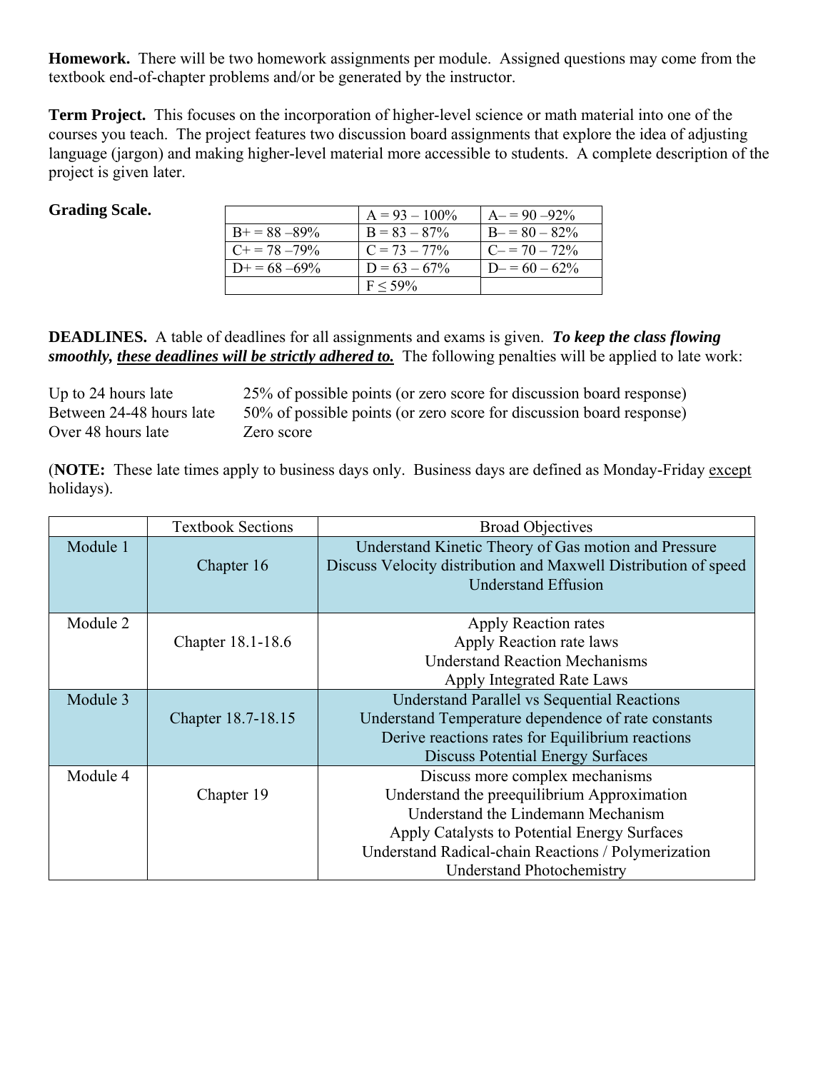**Homework.** There will be two homework assignments per module. Assigned questions may come from the textbook end-of-chapter problems and/or be generated by the instructor.

**Term Project.** This focuses on the incorporation of higher-level science or math material into one of the courses you teach. The project features two discussion board assignments that explore the idea of adjusting language (jargon) and making higher-level material more accessible to students. A complete description of the project is given later.

**Grading Scale.**

| | | |
|---|---|---|
| | A = 93 – 100% | A– = 90 –92% |
| B+ = 88 –89% | B = 83 – 87% | B– = 80 – 82% |
| C+ = 78 –79% | C = 73 – 77% | C– = 70 – 72% |
| D+ = 68 –69% | D = 63 – 67% | D– = 60 – 62% |
| | F ≤ 59% | |

**DEADLINES.** A table of deadlines for all assignments and exams is given. ***To keep the class flowing smoothly, these deadlines will be strictly adhered to.*** The following penalties will be applied to late work:

| | |
|---|---|
| Up to 24 hours late | 25% of possible points (or zero score for discussion board response) |
| Between 24-48 hours late | 50% of possible points (or zero score for discussion board response) |
| Over 48 hours late | Zero score |

(**NOTE:** These late times apply to business days only. Business days are defined as Monday-Friday except holidays).

| | Textbook Sections | Broad Objectives |
|---|---|---|
| Module 1 | Chapter 16 | Understand Kinetic Theory of Gas motion and Pressure<br>Discuss Velocity distribution and Maxwell Distribution of speed<br>Understand Effusion |
| Module 2 | Chapter 18.1-18.6 | Apply Reaction rates<br>Apply Reaction rate laws<br>Understand Reaction Mechanisms<br>Apply Integrated Rate Laws |
| Module 3 | Chapter 18.7-18.15 | Understand Parallel vs Sequential Reactions<br>Understand Temperature dependence of rate constants<br>Derive reactions rates for Equilibrium reactions<br>Discuss Potential Energy Surfaces |
| Module 4 | Chapter 19 | Discuss more complex mechanisms<br>Understand the preequilibrium Approximation<br>Understand the Lindemann Mechanism<br>Apply Catalysts to Potential Energy Surfaces<br>Understand Radical-chain Reactions / Polymerization<br>Understand Photochemistry |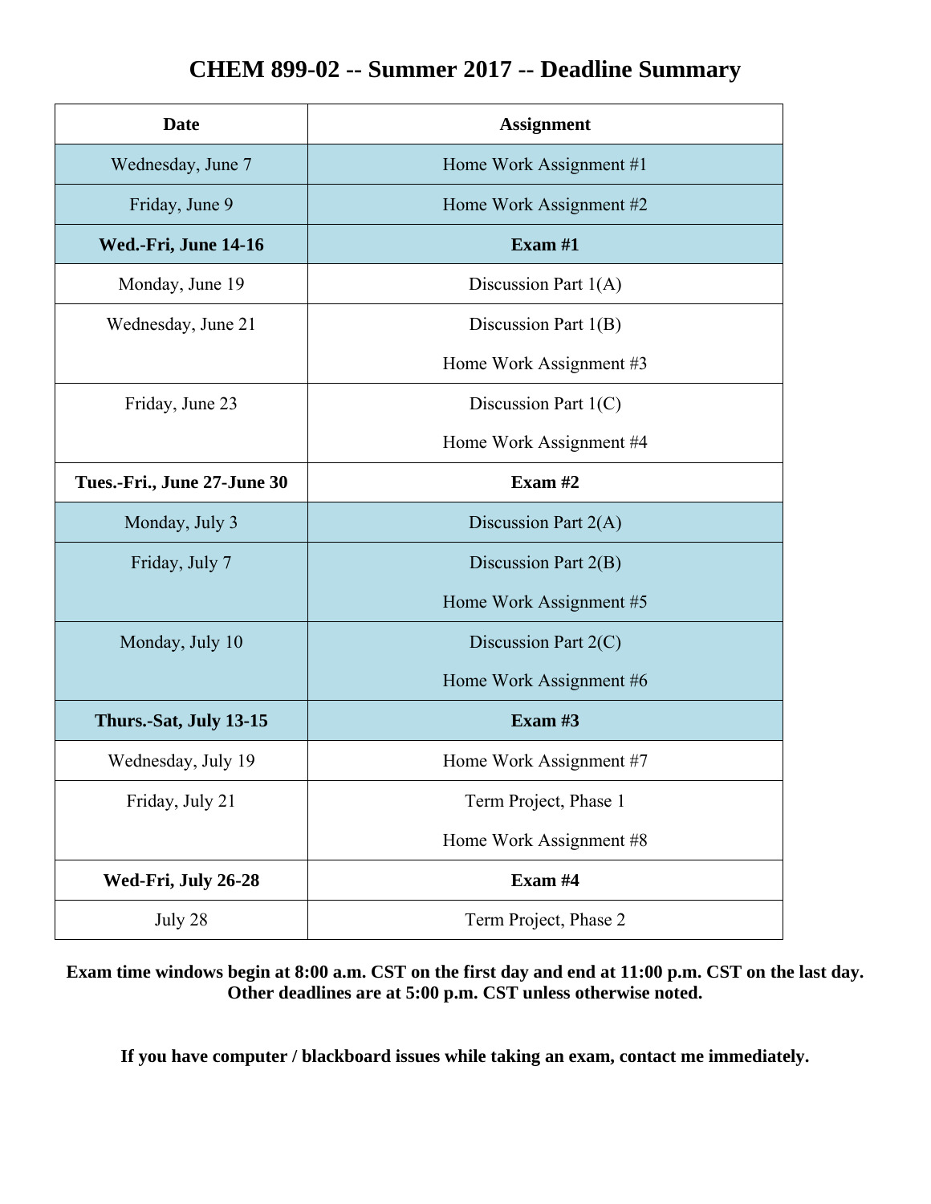# CHEM 899-02 -- Summer 2017 -- Deadline Summary

| Date | Assignment |
|---|---|
| Wednesday, June 7 | Home Work Assignment #1 |
| Friday, June 9 | Home Work Assignment #2 |
| **Wed.-Fri, June 14-16** | **Exam #1** |
| Monday, June 19 | Discussion Part 1(A) |
| Wednesday, June 21 | Discussion Part 1(B)<br>Home Work Assignment #3 |
| Friday, June 23 | Discussion Part 1(C)<br>Home Work Assignment #4 |
| **Tues.-Fri., June 27-June 30** | **Exam #2** |
| Monday, July 3 | Discussion Part 2(A) |
| Friday, July 7 | Discussion Part 2(B)<br>Home Work Assignment #5 |
| Monday, July 10 | Discussion Part 2(C)<br>Home Work Assignment #6 |
| **Thurs.-Sat, July 13-15** | **Exam #3** |
| Wednesday, July 19 | Home Work Assignment #7 |
| Friday, July 21 | Term Project, Phase 1<br>Home Work Assignment #8 |
| **Wed-Fri, July 26-28** | **Exam #4** |
| July 28 | Term Project, Phase 2 |

**Exam time windows begin at 8:00 a.m. CST on the first day and end at 11:00 p.m. CST on the last day. Other deadlines are at 5:00 p.m. CST unless otherwise noted.**

**If you have computer / blackboard issues while taking an exam, contact me immediately.**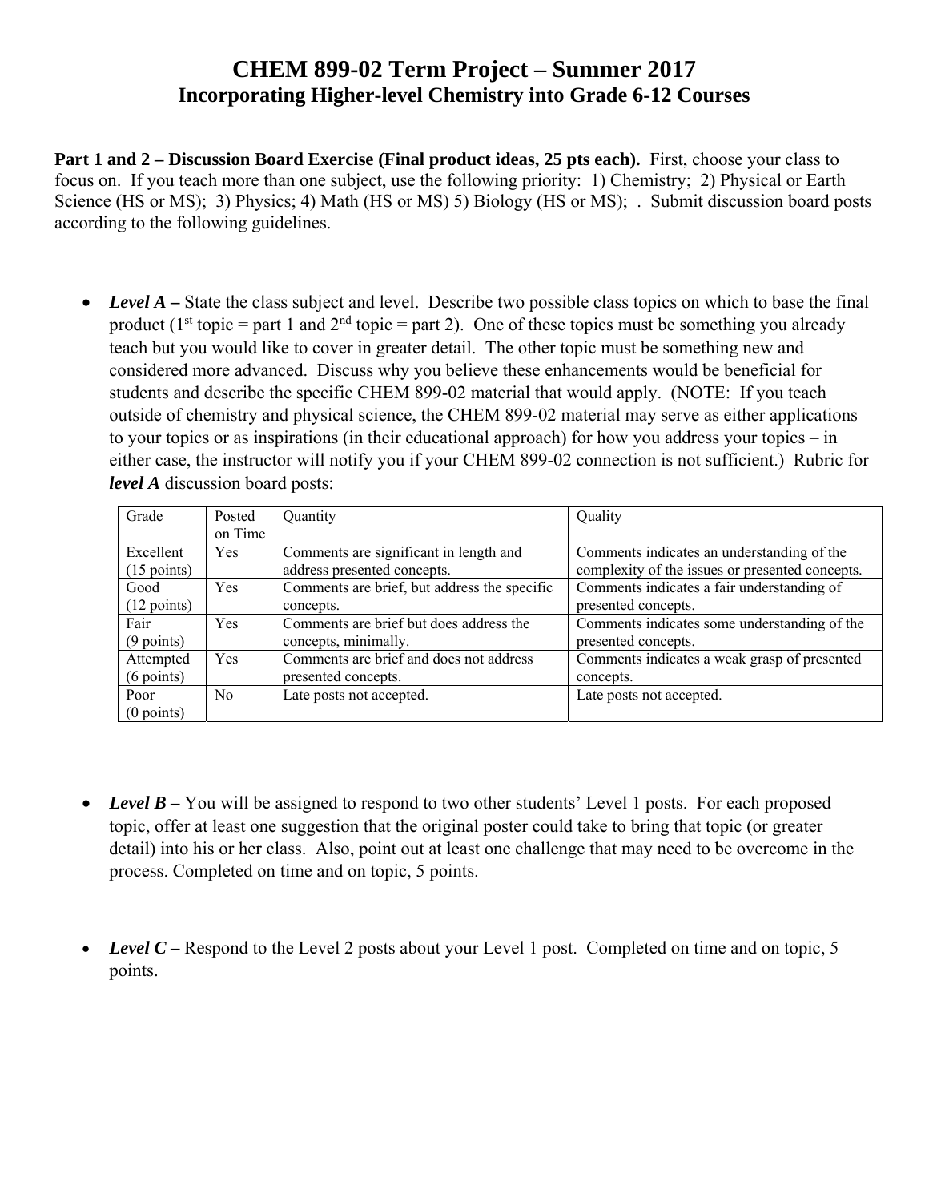# CHEM 899-02 Term Project – Summer 2017
## Incorporating Higher-level Chemistry into Grade 6-12 Courses

**Part 1 and 2 – Discussion Board Exercise (Final product ideas, 25 pts each).** First, choose your class to focus on. If you teach more than one subject, use the following priority: 1) Chemistry; 2) Physical or Earth Science (HS or MS); 3) Physics; 4) Math (HS or MS) 5) Biology (HS or MS); . Submit discussion board posts according to the following guidelines.

- ***Level A*** – State the class subject and level. Describe two possible class topics on which to base the final product (1st topic = part 1 and 2nd topic = part 2). One of these topics must be something you already teach but you would like to cover in greater detail. The other topic must be something new and considered more advanced. Discuss why you believe these enhancements would be beneficial for students and describe the specific CHEM 899-02 material that would apply. (NOTE: If you teach outside of chemistry and physical science, the CHEM 899-02 material may serve as either applications to your topics or as inspirations (in their educational approach) for how you address your topics – in either case, the instructor will notify you if your CHEM 899-02 connection is not sufficient.) Rubric for ***level A*** discussion board posts:

| Grade | Posted on Time | Quantity | Quality |
|---|---|---|---|
| Excellent (15 points) | Yes | Comments are significant in length and address presented concepts. | Comments indicates an understanding of the complexity of the issues or presented concepts. |
| Good (12 points) | Yes | Comments are brief, but address the specific concepts. | Comments indicates a fair understanding of presented concepts. |
| Fair (9 points) | Yes | Comments are brief but does address the concepts, minimally. | Comments indicates some understanding of the presented concepts. |
| Attempted (6 points) | Yes | Comments are brief and does not address presented concepts. | Comments indicates a weak grasp of presented concepts. |
| Poor (0 points) | No | Late posts not accepted. | Late posts not accepted. |

- ***Level B*** – You will be assigned to respond to two other students' Level 1 posts. For each proposed topic, offer at least one suggestion that the original poster could take to bring that topic (or greater detail) into his or her class. Also, point out at least one challenge that may need to be overcome in the process. Completed on time and on topic, 5 points.

- ***Level C*** – Respond to the Level 2 posts about your Level 1 post. Completed on time and on topic, 5 points.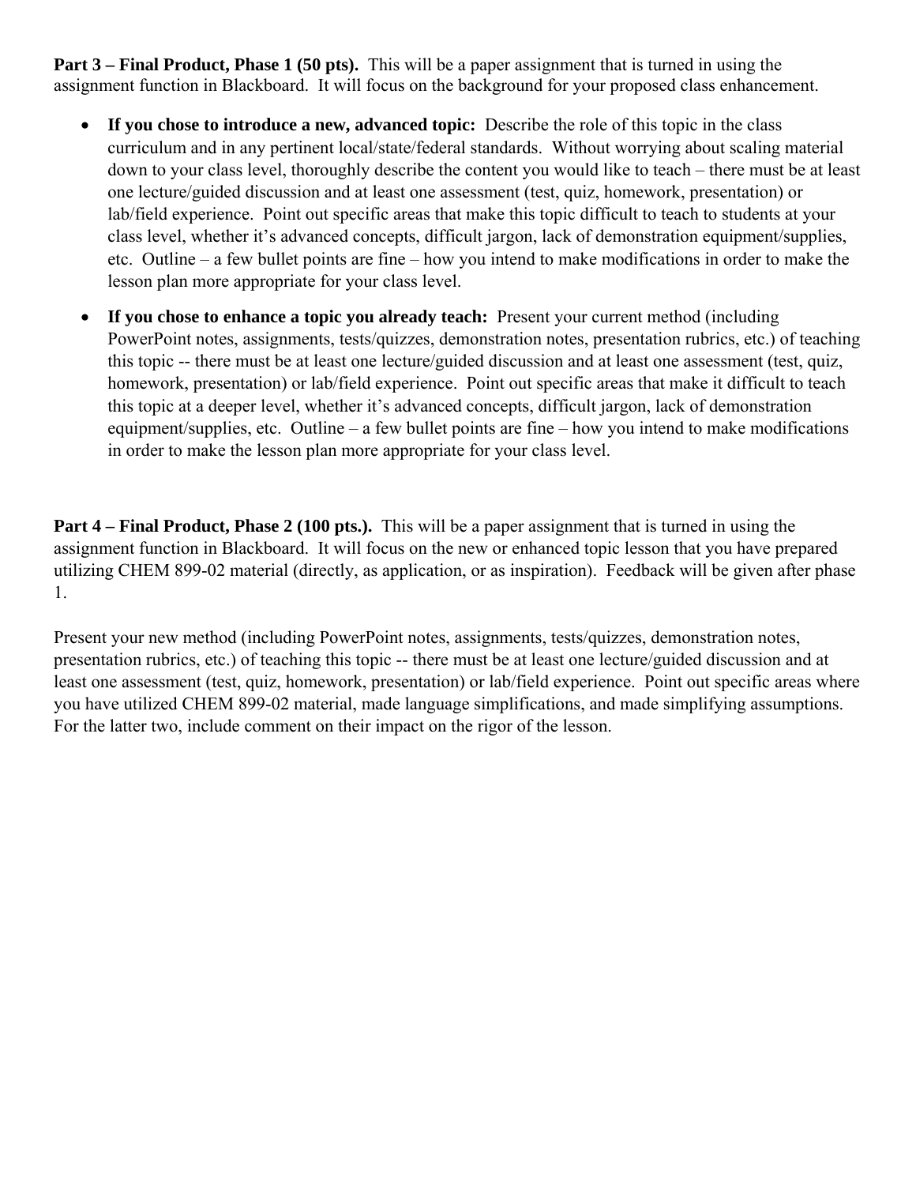**Part 3 – Final Product, Phase 1 (50 pts).** This will be a paper assignment that is turned in using the assignment function in Blackboard. It will focus on the background for your proposed class enhancement.

- **If you chose to introduce a new, advanced topic:** Describe the role of this topic in the class curriculum and in any pertinent local/state/federal standards. Without worrying about scaling material down to your class level, thoroughly describe the content you would like to teach – there must be at least one lecture/guided discussion and at least one assessment (test, quiz, homework, presentation) or lab/field experience. Point out specific areas that make this topic difficult to teach to students at your class level, whether it's advanced concepts, difficult jargon, lack of demonstration equipment/supplies, etc. Outline – a few bullet points are fine – how you intend to make modifications in order to make the lesson plan more appropriate for your class level.
- **If you chose to enhance a topic you already teach:** Present your current method (including PowerPoint notes, assignments, tests/quizzes, demonstration notes, presentation rubrics, etc.) of teaching this topic -- there must be at least one lecture/guided discussion and at least one assessment (test, quiz, homework, presentation) or lab/field experience. Point out specific areas that make it difficult to teach this topic at a deeper level, whether it's advanced concepts, difficult jargon, lack of demonstration equipment/supplies, etc. Outline – a few bullet points are fine – how you intend to make modifications in order to make the lesson plan more appropriate for your class level.

**Part 4 – Final Product, Phase 2 (100 pts.).** This will be a paper assignment that is turned in using the assignment function in Blackboard. It will focus on the new or enhanced topic lesson that you have prepared utilizing CHEM 899-02 material (directly, as application, or as inspiration). Feedback will be given after phase 1.

Present your new method (including PowerPoint notes, assignments, tests/quizzes, demonstration notes, presentation rubrics, etc.) of teaching this topic -- there must be at least one lecture/guided discussion and at least one assessment (test, quiz, homework, presentation) or lab/field experience. Point out specific areas where you have utilized CHEM 899-02 material, made language simplifications, and made simplifying assumptions. For the latter two, include comment on their impact on the rigor of the lesson.